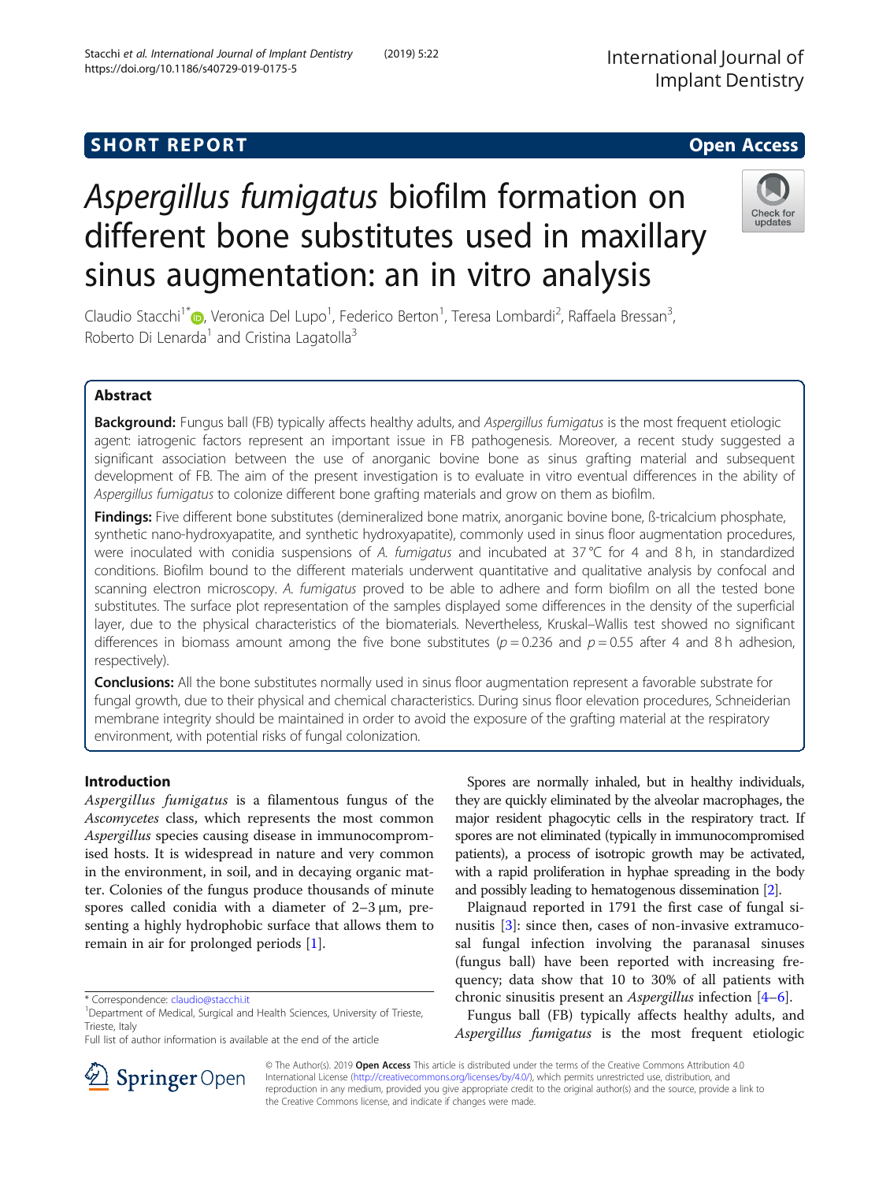SHORT REPORT

Open Access

# *Aspergillus fumigatus* biofilm formation on different bone substitutes used in maxillary sinus augmentation: an in vitro analysis

Claudio Stacchi[1*], Veronica Del Lupo[1], Federico Berton[1], Teresa Lombardi[2], Raffaela Bressan[3], Roberto Di Lenarda[1] and Cristina Lagatolla[3]

## Abstract

**Background:** Fungus ball (FB) typically affects healthy adults, and *Aspergillus fumigatus* is the most frequent etiologic agent: iatrogenic factors represent an important issue in FB pathogenesis. Moreover, a recent study suggested a significant association between the use of anorganic bovine bone as sinus grafting material and subsequent development of FB. The aim of the present investigation is to evaluate in vitro eventual differences in the ability of *Aspergillus fumigatus* to colonize different bone grafting materials and grow on them as biofilm.

**Findings:** Five different bone substitutes (demineralized bone matrix, anorganic bovine bone, ß-tricalcium phosphate, synthetic nano-hydroxyapatite, and synthetic hydroxyapatite), commonly used in sinus floor augmentation procedures, were inoculated with conidia suspensions of *A. fumigatus* and incubated at 37 °C for 4 and 8 h, in standardized conditions. Biofilm bound to the different materials underwent quantitative and qualitative analysis by confocal and scanning electron microscopy. *A. fumigatus* proved to be able to adhere and form biofilm on all the tested bone substitutes. The surface plot representation of the samples displayed some differences in the density of the superficial layer, due to the physical characteristics of the biomaterials. Nevertheless, Kruskal–Wallis test showed no significant differences in biomass amount among the five bone substitutes ($p = 0.236$ and $p = 0.55$ after 4 and 8 h adhesion, respectively).

**Conclusions:** All the bone substitutes normally used in sinus floor augmentation represent a favorable substrate for fungal growth, due to their physical and chemical characteristics. During sinus floor elevation procedures, Schneiderian membrane integrity should be maintained in order to avoid the exposure of the grafting material at the respiratory environment, with potential risks of fungal colonization.

## Introduction

*Aspergillus fumigatus* is a filamentous fungus of the *Ascomycetes* class, which represents the most common *Aspergillus* species causing disease in immunocompromised hosts. It is widespread in nature and very common in the environment, in soil, and in decaying organic matter. Colonies of the fungus produce thousands of minute spores called conidia with a diameter of 2–3 μm, presenting a highly hydrophobic surface that allows them to remain in air for prolonged periods [1].

Spores are normally inhaled, but in healthy individuals, they are quickly eliminated by the alveolar macrophages, the major resident phagocytic cells in the respiratory tract. If spores are not eliminated (typically in immunocompromised patients), a process of isotropic growth may be activated, with a rapid proliferation in hyphae spreading in the body and possibly leading to hematogenous dissemination [2].

Plaignaud reported in 1791 the first case of fungal sinusitis [3]: since then, cases of non-invasive extramucosal fungal infection involving the paranasal sinuses (fungus ball) have been reported with increasing frequency; data show that 10 to 30% of all patients with chronic sinusitis present an *Aspergillus* infection [4–6].

Fungus ball (FB) typically affects healthy adults, and *Aspergillus fumigatus* is the most frequent etiologic

\* Correspondence: claudio@stacchi.it
[1]Department of Medical, Surgical and Health Sciences, University of Trieste, Trieste, Italy
Full list of author information is available at the end of the article

© The Author(s). 2019 **Open Access** This article is distributed under the terms of the Creative Commons Attribution 4.0 International License (http://creativecommons.org/licenses/by/4.0/), which permits unrestricted use, distribution, and reproduction in any medium, provided you give appropriate credit to the original author(s) and the source, provide a link to the Creative Commons license, and indicate if changes were made.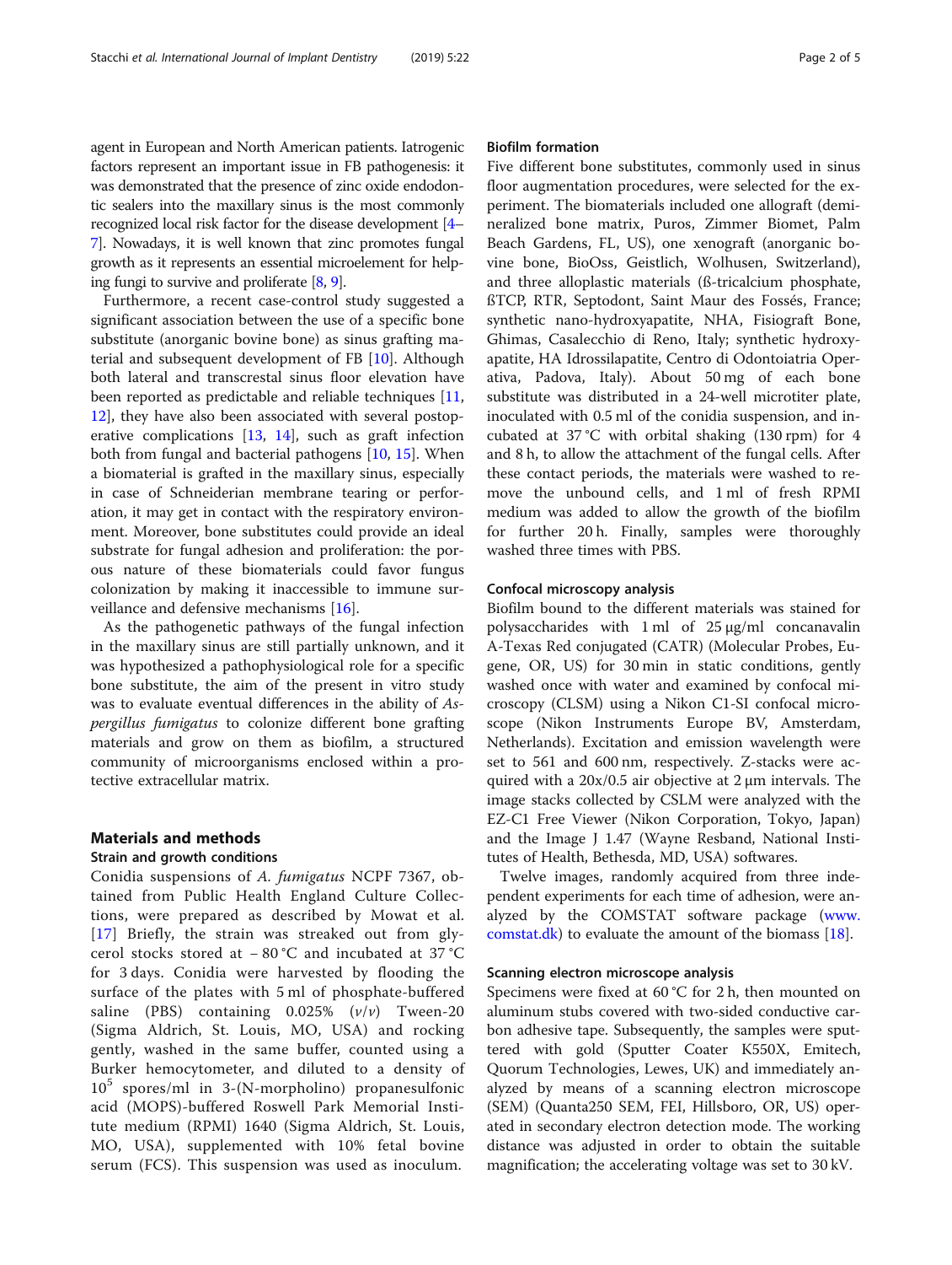agent in European and North American patients. Iatrogenic factors represent an important issue in FB pathogenesis: it was demonstrated that the presence of zinc oxide endodontic sealers into the maxillary sinus is the most commonly recognized local risk factor for the disease development [4–7]. Nowadays, it is well known that zinc promotes fungal growth as it represents an essential microelement for helping fungi to survive and proliferate [8, 9].

Furthermore, a recent case-control study suggested a significant association between the use of a specific bone substitute (anorganic bovine bone) as sinus grafting material and subsequent development of FB [10]. Although both lateral and transcrestal sinus floor elevation have been reported as predictable and reliable techniques [11, 12], they have also been associated with several postoperative complications [13, 14], such as graft infection both from fungal and bacterial pathogens [10, 15]. When a biomaterial is grafted in the maxillary sinus, especially in case of Schneiderian membrane tearing or perforation, it may get in contact with the respiratory environment. Moreover, bone substitutes could provide an ideal substrate for fungal adhesion and proliferation: the porous nature of these biomaterials could favor fungus colonization by making it inaccessible to immune surveillance and defensive mechanisms [16].

As the pathogenetic pathways of the fungal infection in the maxillary sinus are still partially unknown, and it was hypothesized a pathophysiological role for a specific bone substitute, the aim of the present in vitro study was to evaluate eventual differences in the ability of *Aspergillus fumigatus* to colonize different bone grafting materials and grow on them as biofilm, a structured community of microorganisms enclosed within a protective extracellular matrix.

## Materials and methods

### Strain and growth conditions

Conidia suspensions of *A. fumigatus* NCPF 7367, obtained from Public Health England Culture Collections, were prepared as described by Mowat et al. [17] Briefly, the strain was streaked out from glycerol stocks stored at − 80 °C and incubated at 37 °C for 3 days. Conidia were harvested by flooding the surface of the plates with 5 ml of phosphate-buffered saline (PBS) containing 0.025% (*v*/*v*) Tween-20 (Sigma Aldrich, St. Louis, MO, USA) and rocking gently, washed in the same buffer, counted using a Burker hemocytometer, and diluted to a density of $10^5$ spores/ml in 3-(N-morpholino) propanesulfonic acid (MOPS)-buffered Roswell Park Memorial Institute medium (RPMI) 1640 (Sigma Aldrich, St. Louis, MO, USA), supplemented with 10% fetal bovine serum (FCS). This suspension was used as inoculum.

### Biofilm formation

Five different bone substitutes, commonly used in sinus floor augmentation procedures, were selected for the experiment. The biomaterials included one allograft (demineralized bone matrix, Puros, Zimmer Biomet, Palm Beach Gardens, FL, US), one xenograft (anorganic bovine bone, BioOss, Geistlich, Wolhusen, Switzerland), and three alloplastic materials (ß-tricalcium phosphate, ßTCP, RTR, Septodont, Saint Maur des Fossés, France; synthetic nano-hydroxyapatite, NHA, Fisiograft Bone, Ghimas, Casalecchio di Reno, Italy; synthetic hydroxyapatite, HA Idrossilapatite, Centro di Odontoiatria Operativa, Padova, Italy). About 50 mg of each bone substitute was distributed in a 24-well microtiter plate, inoculated with 0.5 ml of the conidia suspension, and incubated at 37 °C with orbital shaking (130 rpm) for 4 and 8 h, to allow the attachment of the fungal cells. After these contact periods, the materials were washed to remove the unbound cells, and 1 ml of fresh RPMI medium was added to allow the growth of the biofilm for further 20 h. Finally, samples were thoroughly washed three times with PBS.

### Confocal microscopy analysis

Biofilm bound to the different materials was stained for polysaccharides with 1 ml of 25 μg/ml concanavalin A-Texas Red conjugated (CATR) (Molecular Probes, Eugene, OR, US) for 30 min in static conditions, gently washed once with water and examined by confocal microscopy (CLSM) using a Nikon C1-SI confocal microscope (Nikon Instruments Europe BV, Amsterdam, Netherlands). Excitation and emission wavelength were set to 561 and 600 nm, respectively. Z-stacks were acquired with a 20x/0.5 air objective at 2 μm intervals. The image stacks collected by CSLM were analyzed with the EZ-C1 Free Viewer (Nikon Corporation, Tokyo, Japan) and the Image J 1.47 (Wayne Resband, National Institutes of Health, Bethesda, MD, USA) softwares.

Twelve images, randomly acquired from three independent experiments for each time of adhesion, were analyzed by the COMSTAT software package (www.comstat.dk) to evaluate the amount of the biomass [18].

### Scanning electron microscope analysis

Specimens were fixed at 60 °C for 2 h, then mounted on aluminum stubs covered with two-sided conductive carbon adhesive tape. Subsequently, the samples were sputtered with gold (Sputter Coater K550X, Emitech, Quorum Technologies, Lewes, UK) and immediately analyzed by means of a scanning electron microscope (SEM) (Quanta250 SEM, FEI, Hillsboro, OR, US) operated in secondary electron detection mode. The working distance was adjusted in order to obtain the suitable magnification; the accelerating voltage was set to 30 kV.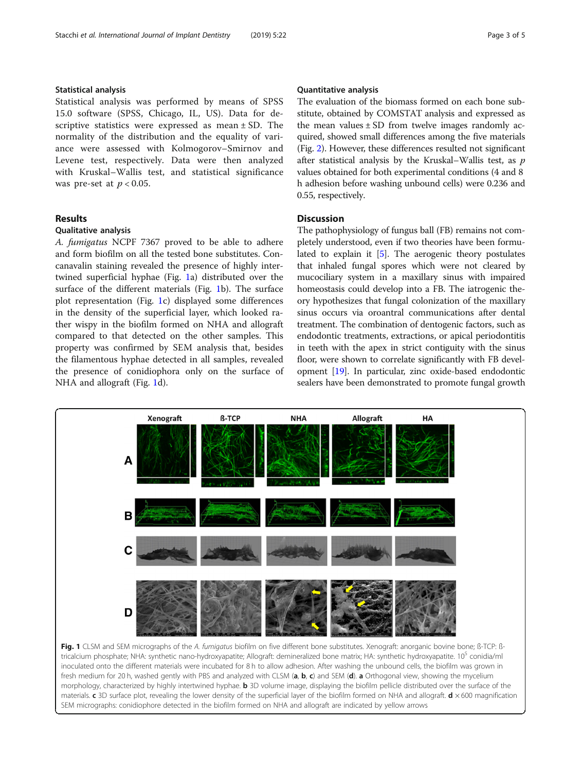### Statistical analysis

Statistical analysis was performed by means of SPSS 15.0 software (SPSS, Chicago, IL, US). Data for descriptive statistics were expressed as mean ± SD. The normality of the distribution and the equality of variance were assessed with Kolmogorov–Smirnov and Levene test, respectively. Data were then analyzed with Kruskal–Wallis test, and statistical significance was pre-set at $p < 0.05$.

## Results

### Qualitative analysis

*A. fumigatus* NCPF 7367 proved to be able to adhere and form biofilm on all the tested bone substitutes. Concanavalin staining revealed the presence of highly intertwined superficial hyphae (Fig. 1a) distributed over the surface of the different materials (Fig. 1b). The surface plot representation (Fig. 1c) displayed some differences in the density of the superficial layer, which looked rather wispy in the biofilm formed on NHA and allograft compared to that detected on the other samples. This property was confirmed by SEM analysis that, besides the filamentous hyphae detected in all samples, revealed the presence of conidiophora only on the surface of NHA and allograft (Fig. 1d).

### Quantitative analysis

The evaluation of the biomass formed on each bone substitute, obtained by COMSTAT analysis and expressed as the mean values ± SD from twelve images randomly acquired, showed small differences among the five materials (Fig. 2). However, these differences resulted not significant after statistical analysis by the Kruskal–Wallis test, as $p$ values obtained for both experimental conditions (4 and 8 h adhesion before washing unbound cells) were 0.236 and 0.55, respectively.

## Discussion

The pathophysiology of fungus ball (FB) remains not completely understood, even if two theories have been formulated to explain it [5]. The aerogenic theory postulates that inhaled fungal spores which were not cleared by mucociliary system in a maxillary sinus with impaired homeostasis could develop into a FB. The iatrogenic theory hypothesizes that fungal colonization of the maxillary sinus occurs via oroantral communications after dental treatment. The combination of dentogenic factors, such as endodontic treatments, extractions, or apical periodontitis in teeth with the apex in strict contiguity with the sinus floor, were shown to correlate significantly with FB development [19]. In particular, zinc oxide-based endodontic sealers have been demonstrated to promote fungal growth

**Fig. 1** CLSM and SEM micrographs of the *A. fumigatus* biofilm on five different bone substitutes. Xenograft: anorganic bovine bone; ß-TCP: ß-tricalcium phosphate; NHA: synthetic nano-hydroxyapatite; Allograft: demineralized bone matrix; HA: synthetic hydroxyapatite. $10^5$ conidia/ml inoculated onto the different materials were incubated for 8 h to allow adhesion. After washing the unbound cells, the biofilm was grown in fresh medium for 20 h, washed gently with PBS and analyzed with CLSM (**a**, **b**, **c**) and SEM (**d**). **a** Orthogonal view, showing the mycelium morphology, characterized by highly intertwined hyphae. **b** 3D volume image, displaying the biofilm pellicle distributed over the surface of the materials. **c** 3D surface plot, revealing the lower density of the superficial layer of the biofilm formed on NHA and allograft. **d** ×600 magnification SEM micrographs: conidiophore detected in the biofilm formed on NHA and allograft are indicated by yellow arrows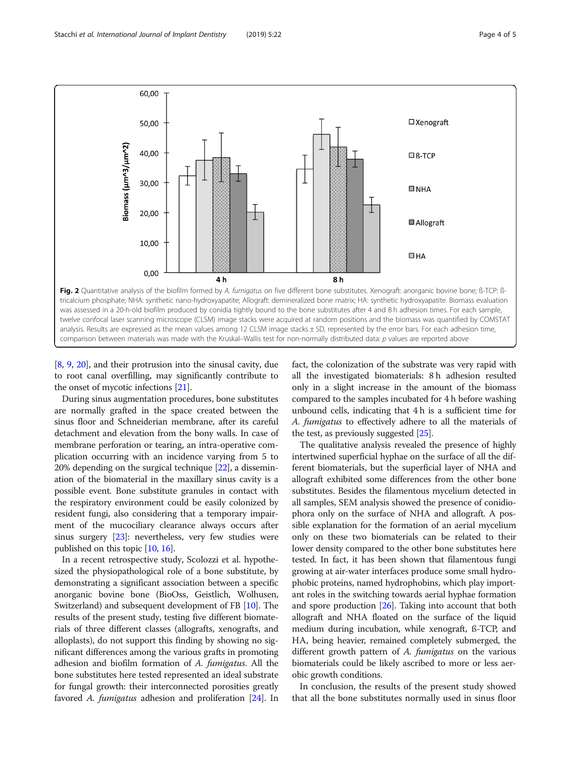**Fig. 2** Quantitative analysis of the biofilm formed by *A. fumigatus* on five different bone substitutes. Xenograft: anorganic bovine bone; ß-TCP: ß-tricalcium phosphate; NHA: synthetic nano-hydroxyapatite; Allograft: demineralized bone matrix; HA: synthetic hydroxyapatite. Biomass evaluation was assessed in a 20-h-old biofilm produced by conidia tightly bound to the bone substitutes after 4 and 8 h adhesion times. For each sample, twelve confocal laser scanning microscope (CLSM) image stacks were acquired at random positions and the biomass was quantified by COMSTAT analysis. Results are expressed as the mean values among 12 CLSM image stacks ± SD, represented by the error bars. For each adhesion time, comparison between materials was made with the Kruskal–Wallis test for non-normally distributed data: *p* values are reported above

[8, 9, 20], and their protrusion into the sinusal cavity, due to root canal overfilling, may significantly contribute to the onset of mycotic infections [21].

During sinus augmentation procedures, bone substitutes are normally grafted in the space created between the sinus floor and Schneiderian membrane, after its careful detachment and elevation from the bony walls. In case of membrane perforation or tearing, an intra-operative complication occurring with an incidence varying from 5 to 20% depending on the surgical technique [22], a dissemination of the biomaterial in the maxillary sinus cavity is a possible event. Bone substitute granules in contact with the respiratory environment could be easily colonized by resident fungi, also considering that a temporary impairment of the mucociliary clearance always occurs after sinus surgery [23]: nevertheless, very few studies were published on this topic [10, 16].

In a recent retrospective study, Scolozzi et al. hypothesized the physiopathological role of a bone substitute, by demonstrating a significant association between a specific anorganic bovine bone (BioOss, Geistlich, Wolhusen, Switzerland) and subsequent development of FB [10]. The results of the present study, testing five different biomaterials of three different classes (allografts, xenografts, and alloplasts), do not support this finding by showing no significant differences among the various grafts in promoting adhesion and biofilm formation of *A. fumigatus*. All the bone substitutes here tested represented an ideal substrate for fungal growth: their interconnected porosities greatly favored *A. fumigatus* adhesion and proliferation [24]. In fact, the colonization of the substrate was very rapid with all the investigated biomaterials: 8 h adhesion resulted only in a slight increase in the amount of the biomass compared to the samples incubated for 4 h before washing unbound cells, indicating that 4 h is a sufficient time for *A. fumigatus* to effectively adhere to all the materials of the test, as previously suggested [25].

The qualitative analysis revealed the presence of highly intertwined superficial hyphae on the surface of all the different biomaterials, but the superficial layer of NHA and allograft exhibited some differences from the other bone substitutes. Besides the filamentous mycelium detected in all samples, SEM analysis showed the presence of conidiophora only on the surface of NHA and allograft. A possible explanation for the formation of an aerial mycelium only on these two biomaterials can be related to their lower density compared to the other bone substitutes here tested. In fact, it has been shown that filamentous fungi growing at air-water interfaces produce some small hydrophobic proteins, named hydrophobins, which play important roles in the switching towards aerial hyphae formation and spore production [26]. Taking into account that both allograft and NHA floated on the surface of the liquid medium during incubation, while xenograft, ß-TCP, and HA, being heavier, remained completely submerged, the different growth pattern of *A. fumigatus* on the various biomaterials could be likely ascribed to more or less aerobic growth conditions.

In conclusion, the results of the present study showed that all the bone substitutes normally used in sinus floor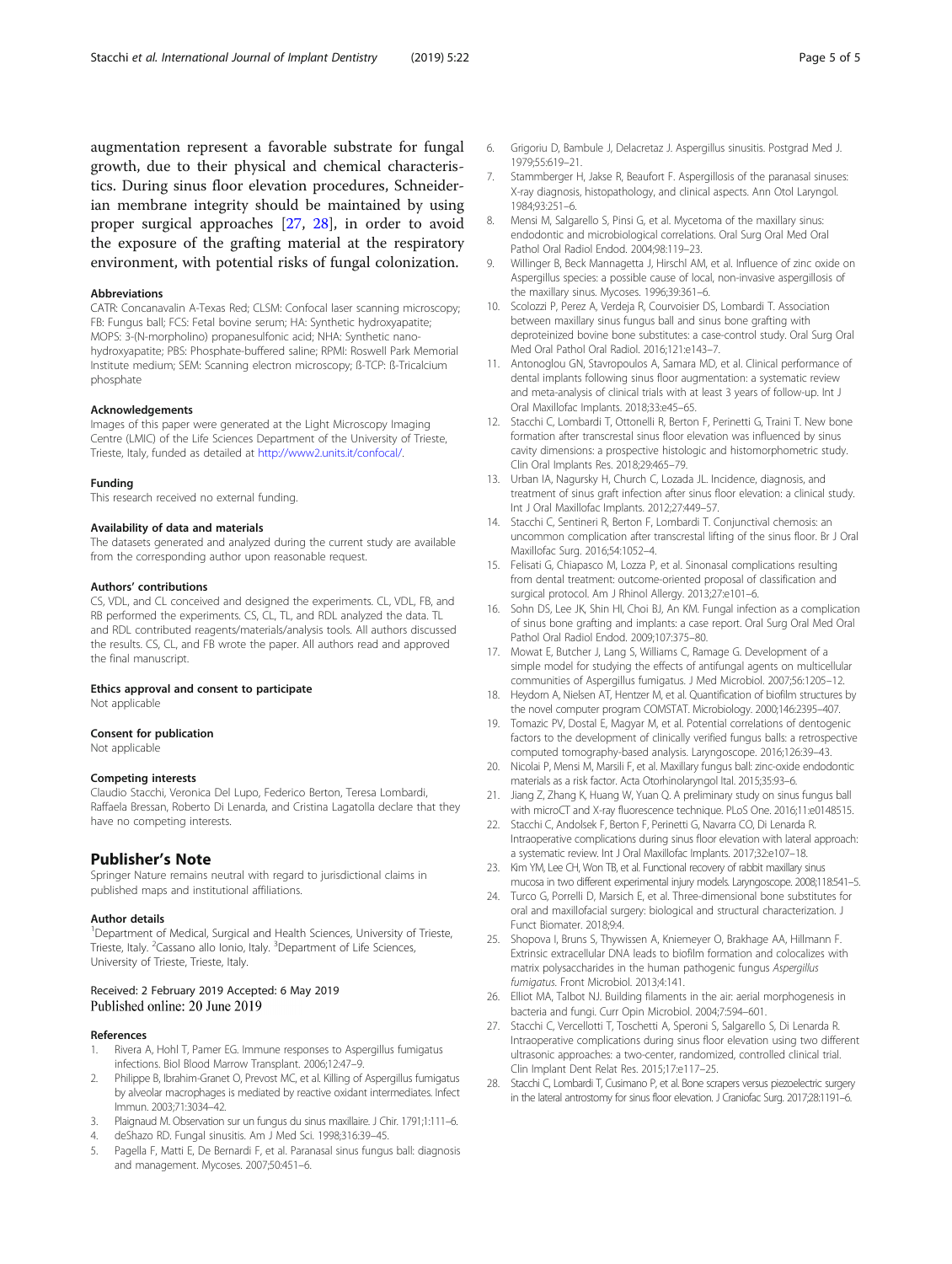augmentation represent a favorable substrate for fungal growth, due to their physical and chemical characteristics. During sinus floor elevation procedures, Schneiderian membrane integrity should be maintained by using proper surgical approaches [27, 28], in order to avoid the exposure of the grafting material at the respiratory environment, with potential risks of fungal colonization.

#### Abbreviations

CATR: Concanavalin A-Texas Red; CLSM: Confocal laser scanning microscopy; FB: Fungus ball; FCS: Fetal bovine serum; HA: Synthetic hydroxyapatite; MOPS: 3-(N-morpholino) propanesulfonic acid; NHA: Synthetic nano-hydroxyapatite; PBS: Phosphate-buffered saline; RPMI: Roswell Park Memorial Institute medium; SEM: Scanning electron microscopy; ß-TCP: ß-Tricalcium phosphate

#### Acknowledgements

Images of this paper were generated at the Light Microscopy Imaging Centre (LMIC) of the Life Sciences Department of the University of Trieste, Trieste, Italy, funded as detailed at http://www2.units.it/confocal/.

#### Funding

This research received no external funding.

#### Availability of data and materials

The datasets generated and analyzed during the current study are available from the corresponding author upon reasonable request.

#### Authors' contributions

CS, VDL, and CL conceived and designed the experiments. CL, VDL, FB, and RB performed the experiments. CS, CL, TL, and RDL analyzed the data. TL and RDL contributed reagents/materials/analysis tools. All authors discussed the results. CS, CL, and FB wrote the paper. All authors read and approved the final manuscript.

#### Ethics approval and consent to participate

Not applicable

#### Consent for publication

Not applicable

#### Competing interests

Claudio Stacchi, Veronica Del Lupo, Federico Berton, Teresa Lombardi, Raffaela Bressan, Roberto Di Lenarda, and Cristina Lagatolla declare that they have no competing interests.

## Publisher's Note

Springer Nature remains neutral with regard to jurisdictional claims in published maps and institutional affiliations.

#### Author details

[1]Department of Medical, Surgical and Health Sciences, University of Trieste, Trieste, Italy. [2]Cassano allo Ionio, Italy. [3]Department of Life Sciences, University of Trieste, Trieste, Italy.

Received: 2 February 2019 Accepted: 6 May 2019
Published online: 20 June 2019

#### References

1. Rivera A, Hohl T, Pamer EG. Immune responses to Aspergillus fumigatus infections. Biol Blood Marrow Transplant. 2006;12:47–9.
2. Philippe B, Ibrahim-Granet O, Prevost MC, et al. Killing of Aspergillus fumigatus by alveolar macrophages is mediated by reactive oxidant intermediates. Infect Immun. 2003;71:3034–42.
3. Plaignaud M. Observation sur un fungus du sinus maxillaire. J Chir. 1791;1:111–6.
4. deShazo RD. Fungal sinusitis. Am J Med Sci. 1998;316:39–45.
5. Pagella F, Matti E, De Bernardi F, et al. Paranasal sinus fungus ball: diagnosis and management. Mycoses. 2007;50:451–6.
6. Grigoriu D, Bambule J, Delacretaz J. Aspergillus sinusitis. Postgrad Med J. 1979;55:619–21.
7. Stammberger H, Jakse R, Beaufort F. Aspergillosis of the paranasal sinuses: X-ray diagnosis, histopathology, and clinical aspects. Ann Otol Laryngol. 1984;93:251–6.
8. Mensi M, Salgarello S, Pinsi G, et al. Mycetoma of the maxillary sinus: endodontic and microbiological correlations. Oral Surg Oral Med Oral Pathol Oral Radiol Endod. 2004;98:119–23.
9. Willinger B, Beck Mannagetta J, Hirschl AM, et al. Influence of zinc oxide on Aspergillus species: a possible cause of local, non-invasive aspergillosis of the maxillary sinus. Mycoses. 1996;39:361–6.
10. Scolozzi P, Perez A, Verdeja R, Courvoisier DS, Lombardi T. Association between maxillary sinus fungus ball and sinus bone grafting with deproteinized bovine bone substitutes: a case-control study. Oral Surg Oral Med Oral Pathol Oral Radiol. 2016;121:e143–7.
11. Antonoglou GN, Stavropoulos A, Samara MD, et al. Clinical performance of dental implants following sinus floor augmentation: a systematic review and meta-analysis of clinical trials with at least 3 years of follow-up. Int J Oral Maxillofac Implants. 2018;33:e45–65.
12. Stacchi C, Lombardi T, Ottonelli R, Berton F, Perinetti G, Traini T. New bone formation after transcrestal sinus floor elevation was influenced by sinus cavity dimensions: a prospective histologic and histomorphometric study. Clin Oral Implants Res. 2018;29:465–79.
13. Urban IA, Nagursky H, Church C, Lozada JL. Incidence, diagnosis, and treatment of sinus graft infection after sinus floor elevation: a clinical study. Int J Oral Maxillofac Implants. 2012;27:449–57.
14. Stacchi C, Sentineri R, Berton F, Lombardi T. Conjunctival chemosis: an uncommon complication after transcrestal lifting of the sinus floor. Br J Oral Maxillofac Surg. 2016;54:1052–4.
15. Felisati G, Chiapasco M, Lozza P, et al. Sinonasal complications resulting from dental treatment: outcome-oriented proposal of classification and surgical protocol. Am J Rhinol Allergy. 2013;27:e101–6.
16. Sohn DS, Lee JK, Shin HI, Choi BJ, An KM. Fungal infection as a complication of sinus bone grafting and implants: a case report. Oral Surg Oral Med Oral Pathol Oral Radiol Endod. 2009;107:375–80.
17. Mowat E, Butcher J, Lang S, Williams C, Ramage G. Development of a simple model for studying the effects of antifungal agents on multicellular communities of Aspergillus fumigatus. J Med Microbiol. 2007;56:1205–12.
18. Heydorn A, Nielsen AT, Hentzer M, et al. Quantification of biofilm structures by the novel computer program COMSTAT. Microbiology. 2000;146:2395–407.
19. Tomazic PV, Dostal E, Magyar M, et al. Potential correlations of dentogenic factors to the development of clinically verified fungus balls: a retrospective computed tomography-based analysis. Laryngoscope. 2016;126:39–43.
20. Nicolai P, Mensi M, Marsili F, et al. Maxillary fungus ball: zinc-oxide endodontic materials as a risk factor. Acta Otorhinolaryngol Ital. 2015;35:93–6.
21. Jiang Z, Zhang K, Huang W, Yuan Q. A preliminary study on sinus fungus ball with microCT and X-ray fluorescence technique. PLoS One. 2016;11:e0148515.
22. Stacchi C, Andolsek F, Berton F, Perinetti G, Navarra CO, Di Lenarda R. Intraoperative complications during sinus floor elevation with lateral approach: a systematic review. Int J Oral Maxillofac Implants. 2017;32:e107–18.
23. Kim YM, Lee CH, Won TB, et al. Functional recovery of rabbit maxillary sinus mucosa in two different experimental injury models. Laryngoscope. 2008;118:541–5.
24. Turco G, Porrelli D, Marsich E, et al. Three-dimensional bone substitutes for oral and maxillofacial surgery: biological and structural characterization. J Funct Biomater. 2018;9:4.
25. Shopova I, Bruns S, Thywissen A, Kniemeyer O, Brakhage AA, Hillmann F. Extrinsic extracellular DNA leads to biofilm formation and colocalizes with matrix polysaccharides in the human pathogenic fungus *Aspergillus fumigatus*. Front Microbiol. 2013;4:141.
26. Elliot MA, Talbot NJ. Building filaments in the air: aerial morphogenesis in bacteria and fungi. Curr Opin Microbiol. 2004;7:594–601.
27. Stacchi C, Vercellotti T, Toschetti A, Speroni S, Salgarello S, Di Lenarda R. Intraoperative complications during sinus floor elevation using two different ultrasonic approaches: a two-center, randomized, controlled clinical trial. Clin Implant Dent Relat Res. 2015;17:e117–25.
28. Stacchi C, Lombardi T, Cusimano P, et al. Bone scrapers versus piezoelectric surgery in the lateral antrostomy for sinus floor elevation. J Craniofac Surg. 2017;28:1191–6.